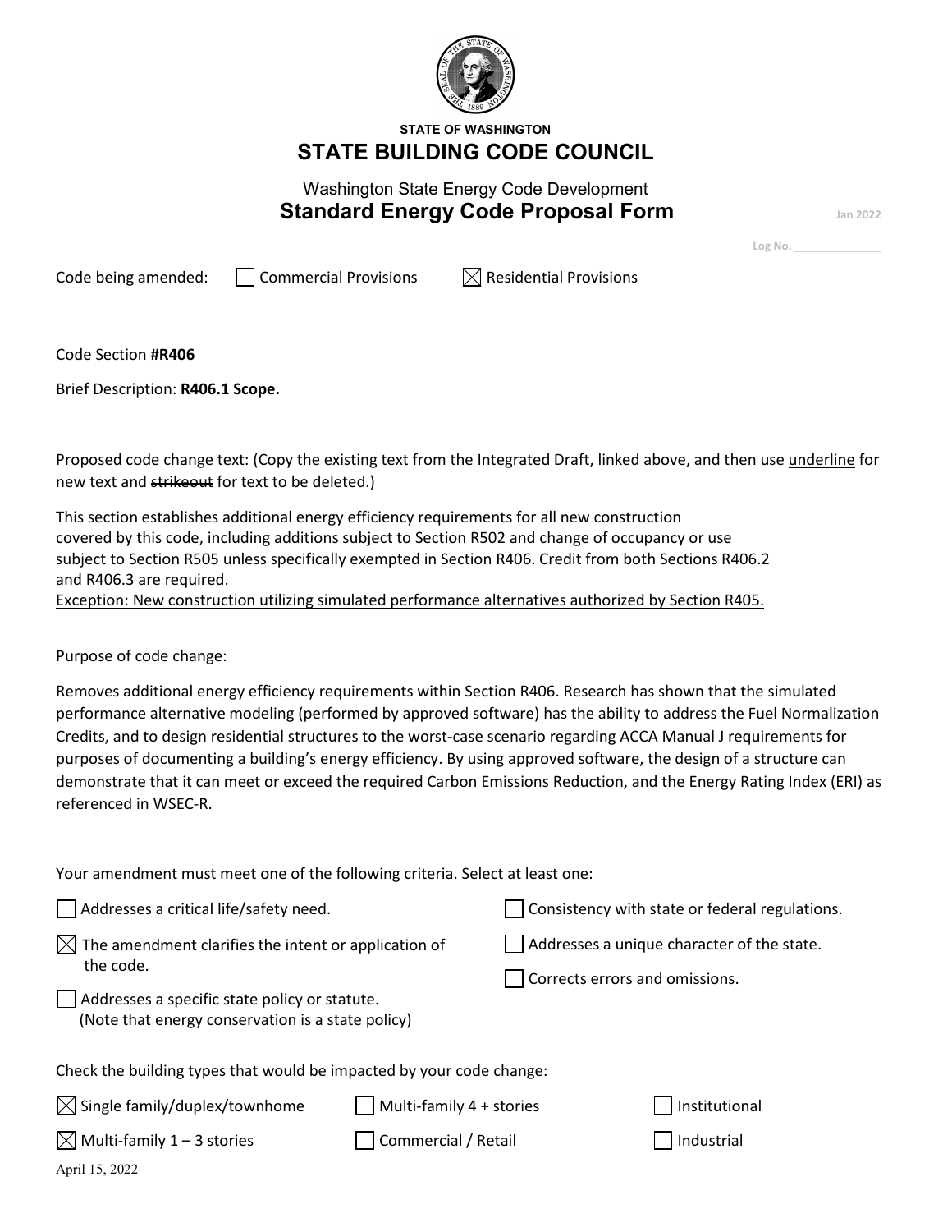**STATE OF WASHINGTON**

# STATE BUILDING CODE COUNCIL

Washington State Energy Code Development

## Standard Energy Code Proposal Form

Jan 2022

Log No. ____________

Code being amended: ☐ Commercial Provisions ☒ Residential Provisions

Code Section **#R406**

Brief Description: **R406.1 Scope.**

Proposed code change text: (Copy the existing text from the Integrated Draft, linked above, and then use <u>underline</u> for new text and ~~strikeout~~ for text to be deleted.)

This section establishes additional energy efficiency requirements for all new construction covered by this code, including additions subject to Section R502 and change of occupancy or use subject to Section R505 unless specifically exempted in Section R406. Credit from both Sections R406.2 and R406.3 are required.
<u>Exception: New construction utilizing simulated performance alternatives authorized by Section R405.</u>

Purpose of code change:

Removes additional energy efficiency requirements within Section R406. Research has shown that the simulated performance alternative modeling (performed by approved software) has the ability to address the Fuel Normalization Credits, and to design residential structures to the worst-case scenario regarding ACCA Manual J requirements for purposes of documenting a building's energy efficiency. By using approved software, the design of a structure can demonstrate that it can meet or exceed the required Carbon Emissions Reduction, and the Energy Rating Index (ERI) as referenced in WSEC-R.

Your amendment must meet one of the following criteria. Select at least one:

- ☐ Addresses a critical life/safety need.
- ☒ The amendment clarifies the intent or application of the code.
- ☐ Addresses a specific state policy or statute. (Note that energy conservation is a state policy)
- ☐ Consistency with state or federal regulations.
- ☐ Addresses a unique character of the state.
- ☐ Corrects errors and omissions.

Check the building types that would be impacted by your code change:

- ☒ Single family/duplex/townhome
- ☒ Multi-family 1 – 3 stories
- ☐ Multi-family 4 + stories
- ☐ Commercial / Retail
- ☐ Institutional
- ☐ Industrial

April 15, 2022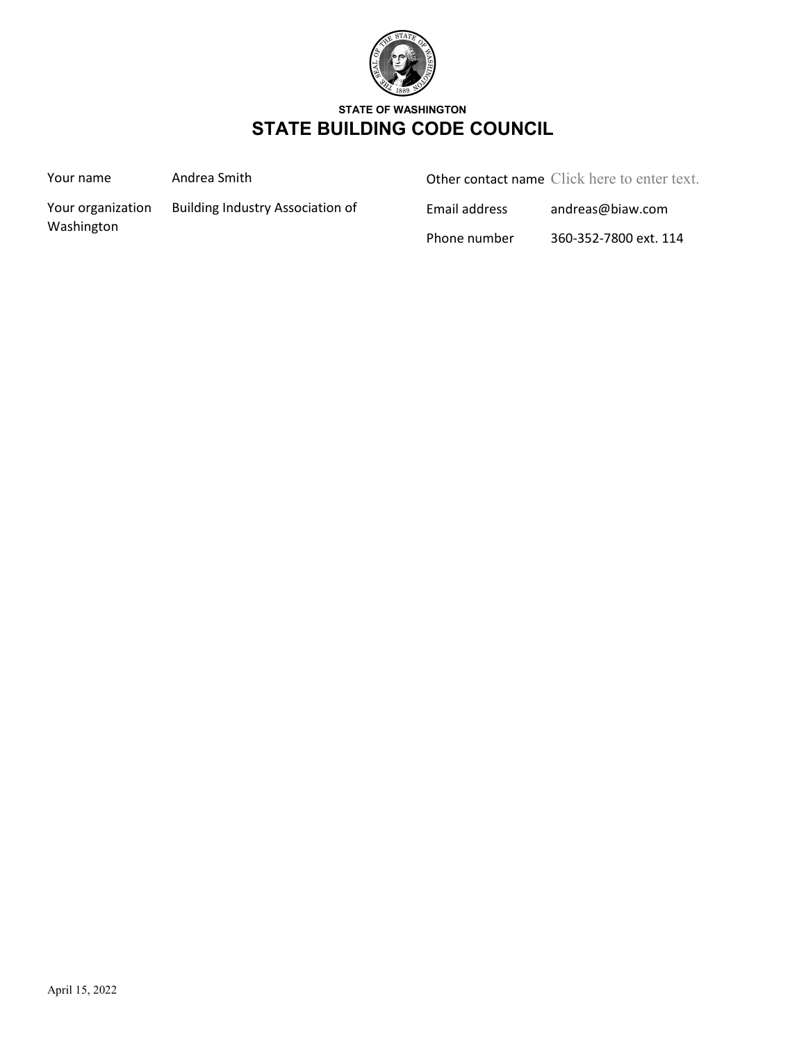STATE OF WASHINGTON

# STATE BUILDING CODE COUNCIL

| | | | |
|---|---|---|---|
| Your name | Andrea Smith | Other contact name | Click here to enter text. |
| Your organization | Building Industry Association of Washington | Email address | andreas@biaw.com |
| | | Phone number | 360-352-7800 ext. 114 |

April 15, 2022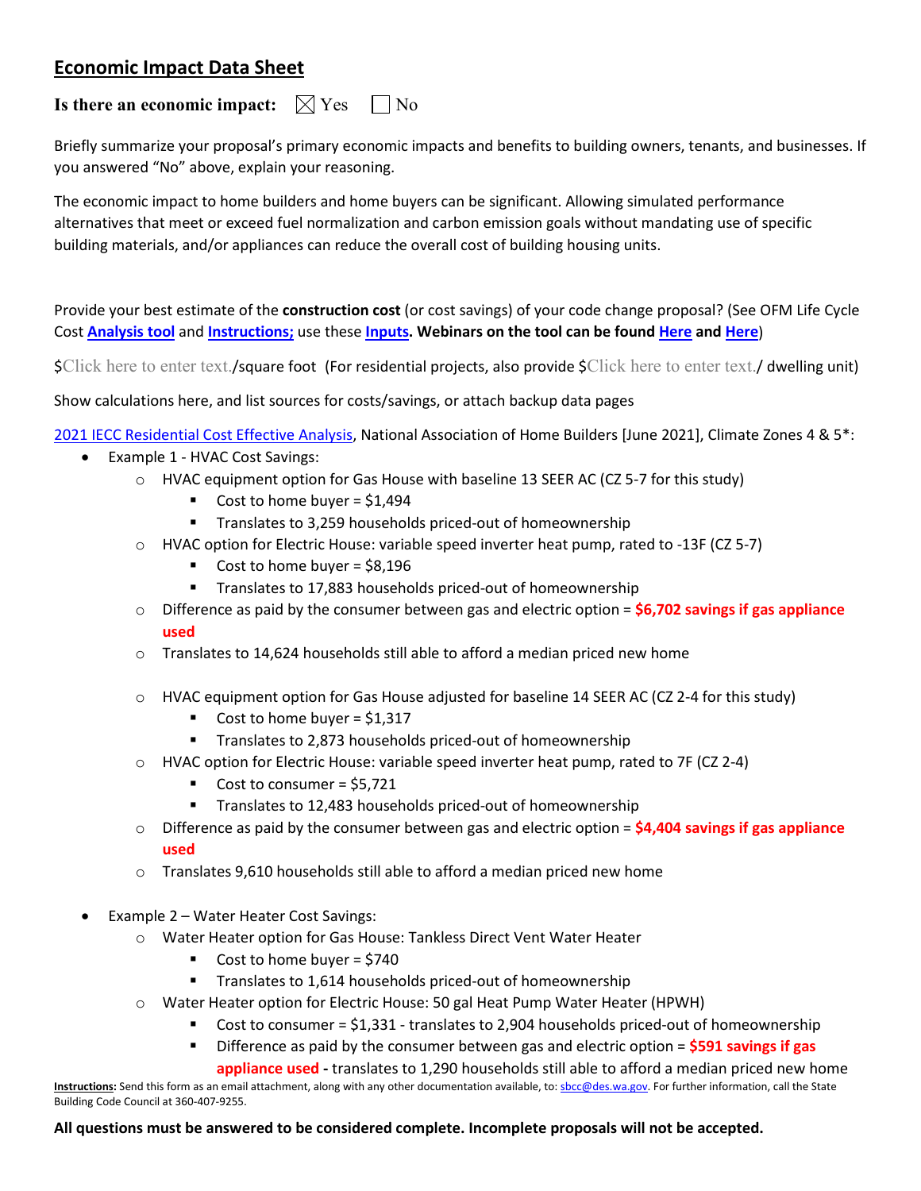## Economic Impact Data Sheet

**Is there an economic impact:** ☒ Yes ☐ No

Briefly summarize your proposal's primary economic impacts and benefits to building owners, tenants, and businesses. If you answered "No" above, explain your reasoning.

The economic impact to home builders and home buyers can be significant. Allowing simulated performance alternatives that meet or exceed fuel normalization and carbon emission goals without mandating use of specific building materials, and/or appliances can reduce the overall cost of building housing units.

Provide your best estimate of the **construction cost** (or cost savings) of your code change proposal? (See OFM Life Cycle Cost **Analysis tool** and **Instructions;** use these **Inputs**. **Webinars on the tool can be found Here and Here**)

$Click here to enter text./square foot (For residential projects, also provide $Click here to enter text./ dwelling unit)

Show calculations here, and list sources for costs/savings, or attach backup data pages

2021 IECC Residential Cost Effective Analysis, National Association of Home Builders [June 2021], Climate Zones 4 & 5*:

- Example 1 - HVAC Cost Savings:
  - HVAC equipment option for Gas House with baseline 13 SEER AC (CZ 5-7 for this study)
    - Cost to home buyer = $1,494
    - Translates to 3,259 households priced-out of homeownership
  - HVAC option for Electric House: variable speed inverter heat pump, rated to -13F (CZ 5-7)
    - Cost to home buyer = $8,196
    - Translates to 17,883 households priced-out of homeownership
  - Difference as paid by the consumer between gas and electric option = **$6,702 savings if gas appliance used**
  - Translates to 14,624 households still able to afford a median priced new home

  - HVAC equipment option for Gas House adjusted for baseline 14 SEER AC (CZ 2-4 for this study)
    - Cost to home buyer = $1,317
    - Translates to 2,873 households priced-out of homeownership
  - HVAC option for Electric House: variable speed inverter heat pump, rated to 7F (CZ 2-4)
    - Cost to consumer = $5,721
    - Translates to 12,483 households priced-out of homeownership
  - Difference as paid by the consumer between gas and electric option = **$4,404 savings if gas appliance used**
  - Translates 9,610 households still able to afford a median priced new home

- Example 2 – Water Heater Cost Savings:
  - Water Heater option for Gas House: Tankless Direct Vent Water Heater
    - Cost to home buyer = $740
    - Translates to 1,614 households priced-out of homeownership
  - Water Heater option for Electric House: 50 gal Heat Pump Water Heater (HPWH)
    - Cost to consumer = $1,331 - translates to 2,904 households priced-out of homeownership
    - Difference as paid by the consumer between gas and electric option = **$591 savings if gas appliance used -** translates to 1,290 households still able to afford a median priced new home

**Instructions:** Send this form as an email attachment, along with any other documentation available, to: sbcc@des.wa.gov. For further information, call the State Building Code Council at 360-407-9255.

**All questions must be answered to be considered complete. Incomplete proposals will not be accepted.**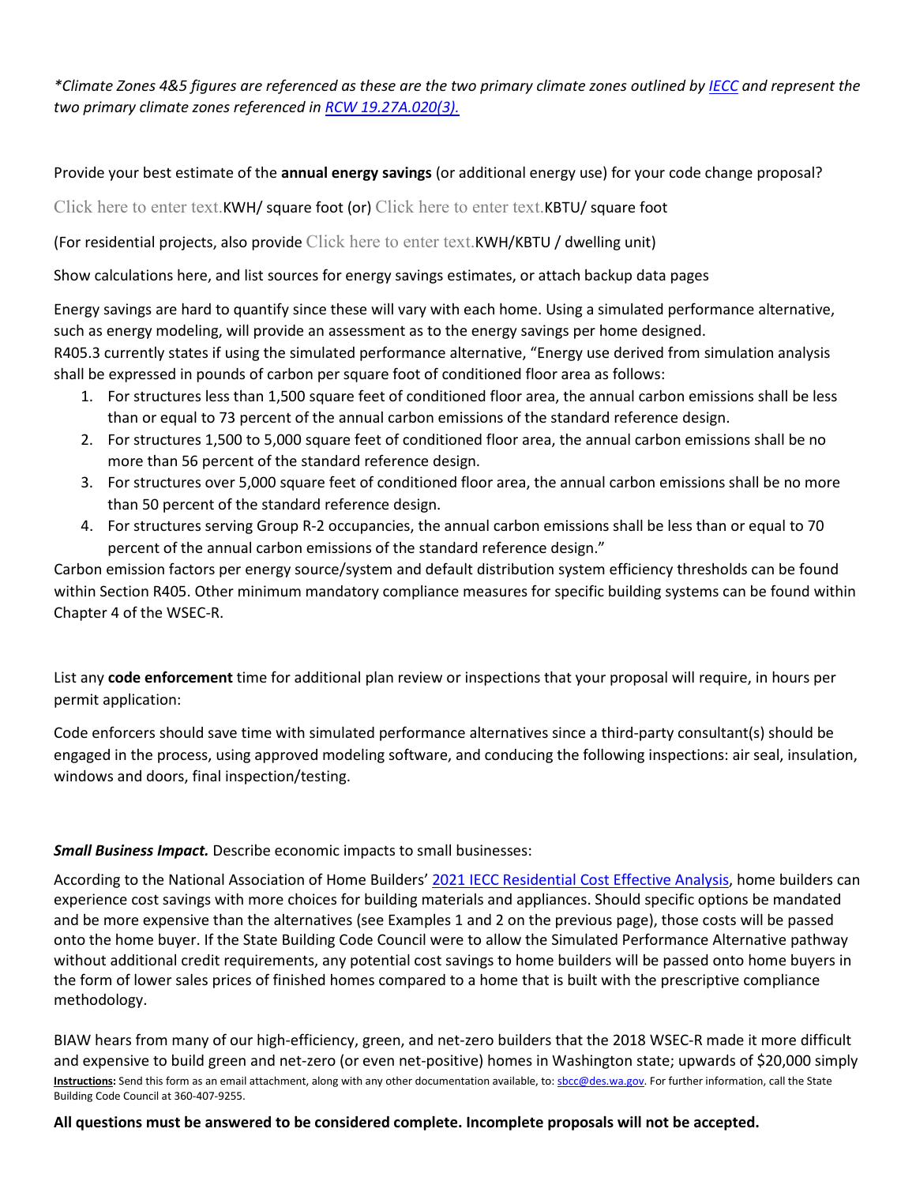*\*Climate Zones 4&5 figures are referenced as these are the two primary climate zones outlined by [IECC](#) and represent the two primary climate zones referenced in [RCW 19.27A.020(3).](#)*

Provide your best estimate of the **annual energy savings** (or additional energy use) for your code change proposal?

Click here to enter text.KWH/ square foot (or) Click here to enter text.KBTU/ square foot

(For residential projects, also provide Click here to enter text.KWH/KBTU / dwelling unit)

Show calculations here, and list sources for energy savings estimates, or attach backup data pages

Energy savings are hard to quantify since these will vary with each home. Using a simulated performance alternative, such as energy modeling, will provide an assessment as to the energy savings per home designed.
R405.3 currently states if using the simulated performance alternative, "Energy use derived from simulation analysis shall be expressed in pounds of carbon per square foot of conditioned floor area as follows:

1. For structures less than 1,500 square feet of conditioned floor area, the annual carbon emissions shall be less than or equal to 73 percent of the annual carbon emissions of the standard reference design.
2. For structures 1,500 to 5,000 square feet of conditioned floor area, the annual carbon emissions shall be no more than 56 percent of the standard reference design.
3. For structures over 5,000 square feet of conditioned floor area, the annual carbon emissions shall be no more than 50 percent of the standard reference design.
4. For structures serving Group R-2 occupancies, the annual carbon emissions shall be less than or equal to 70 percent of the annual carbon emissions of the standard reference design."

Carbon emission factors per energy source/system and default distribution system efficiency thresholds can be found within Section R405. Other minimum mandatory compliance measures for specific building systems can be found within Chapter 4 of the WSEC-R.

List any **code enforcement** time for additional plan review or inspections that your proposal will require, in hours per permit application:

Code enforcers should save time with simulated performance alternatives since a third-party consultant(s) should be engaged in the process, using approved modeling software, and conducing the following inspections: air seal, insulation, windows and doors, final inspection/testing.

***Small Business Impact.*** Describe economic impacts to small businesses:

According to the National Association of Home Builders' [2021 IECC Residential Cost Effective Analysis](#), home builders can experience cost savings with more choices for building materials and appliances. Should specific options be mandated and be more expensive than the alternatives (see Examples 1 and 2 on the previous page), those costs will be passed onto the home buyer. If the State Building Code Council were to allow the Simulated Performance Alternative pathway without additional credit requirements, any potential cost savings to home builders will be passed onto home buyers in the form of lower sales prices of finished homes compared to a home that is built with the prescriptive compliance methodology.

BIAW hears from many of our high-efficiency, green, and net-zero builders that the 2018 WSEC-R made it more difficult and expensive to build green and net-zero (or even net-positive) homes in Washington state; upwards of $20,000 simply

**Instructions:** Send this form as an email attachment, along with any other documentation available, to: sbcc@des.wa.gov. For further information, call the State Building Code Council at 360-407-9255.

**All questions must be answered to be considered complete. Incomplete proposals will not be accepted.**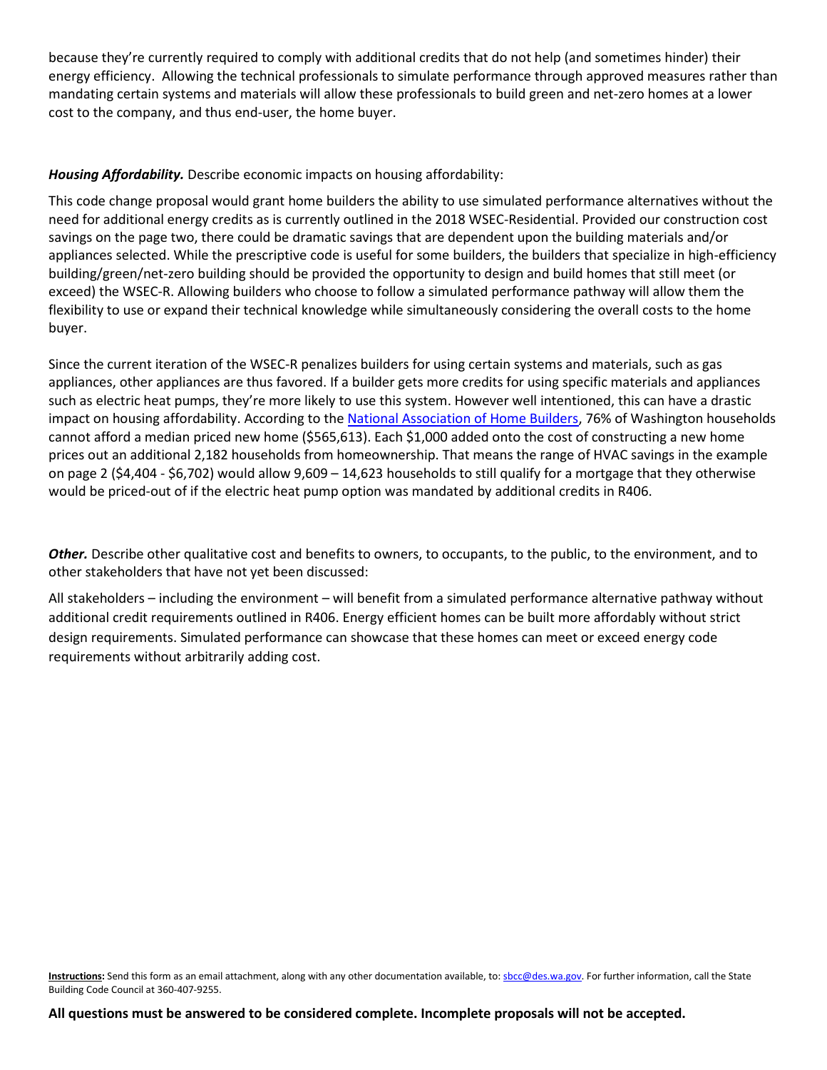because they're currently required to comply with additional credits that do not help (and sometimes hinder) their energy efficiency. Allowing the technical professionals to simulate performance through approved measures rather than mandating certain systems and materials will allow these professionals to build green and net-zero homes at a lower cost to the company, and thus end-user, the home buyer.

***Housing Affordability.*** Describe economic impacts on housing affordability:

This code change proposal would grant home builders the ability to use simulated performance alternatives without the need for additional energy credits as is currently outlined in the 2018 WSEC-Residential. Provided our construction cost savings on the page two, there could be dramatic savings that are dependent upon the building materials and/or appliances selected. While the prescriptive code is useful for some builders, the builders that specialize in high-efficiency building/green/net-zero building should be provided the opportunity to design and build homes that still meet (or exceed) the WSEC-R. Allowing builders who choose to follow a simulated performance pathway will allow them the flexibility to use or expand their technical knowledge while simultaneously considering the overall costs to the home buyer.

Since the current iteration of the WSEC-R penalizes builders for using certain systems and materials, such as gas appliances, other appliances are thus favored. If a builder gets more credits for using specific materials and appliances such as electric heat pumps, they're more likely to use this system. However well intentioned, this can have a drastic impact on housing affordability. According to the National Association of Home Builders, 76% of Washington households cannot afford a median priced new home ($565,613). Each $1,000 added onto the cost of constructing a new home prices out an additional 2,182 households from homeownership. That means the range of HVAC savings in the example on page 2 ($4,404 - $6,702) would allow 9,609 – 14,623 households to still qualify for a mortgage that they otherwise would be priced-out of if the electric heat pump option was mandated by additional credits in R406.

***Other.*** Describe other qualitative cost and benefits to owners, to occupants, to the public, to the environment, and to other stakeholders that have not yet been discussed:

All stakeholders – including the environment – will benefit from a simulated performance alternative pathway without additional credit requirements outlined in R406. Energy efficient homes can be built more affordably without strict design requirements. Simulated performance can showcase that these homes can meet or exceed energy code requirements without arbitrarily adding cost.

**Instructions:** Send this form as an email attachment, along with any other documentation available, to: sbcc@des.wa.gov. For further information, call the State Building Code Council at 360-407-9255.

**All questions must be answered to be considered complete. Incomplete proposals will not be accepted.**